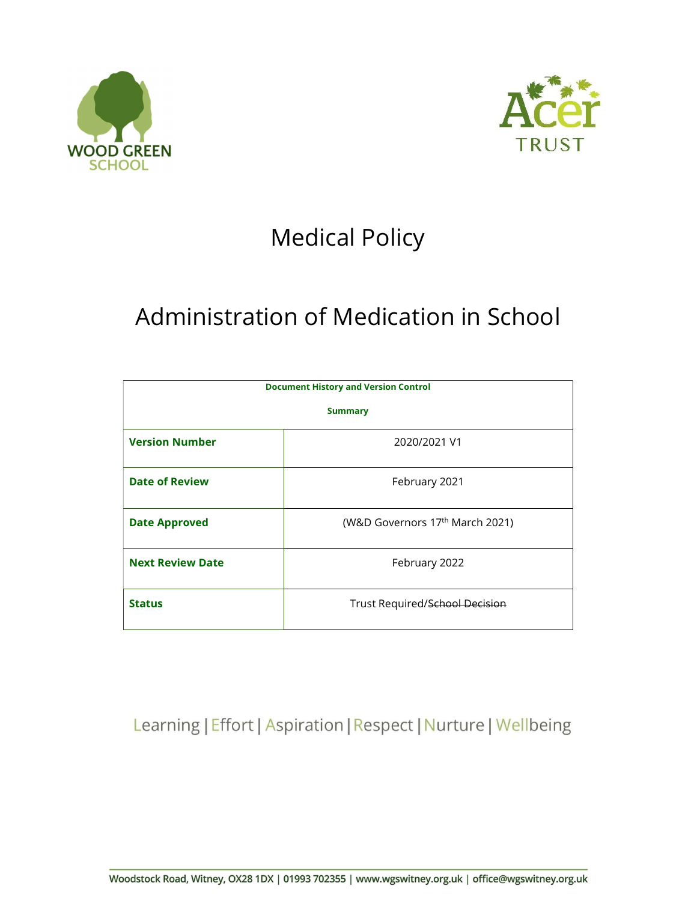WOOD GREEN SCHOOL

Acer TRUST

# Medical Policy

# Administration of Medication in School

| Document History and Version Control Summary | |
| --- | --- |
| **Version Number** | 2020/2021 V1 |
| **Date of Review** | February 2021 |
| **Date Approved** | (W&D Governors 17th March 2021) |
| **Next Review Date** | February 2022 |
| **Status** | Trust Required/~~School Decision~~ |

Learning | Effort | Aspiration | Respect | Nurture | Wellbeing

Woodstock Road, Witney, OX28 1DX | 01993 702355 | www.wgswitney.org.uk | office@wgswitney.org.uk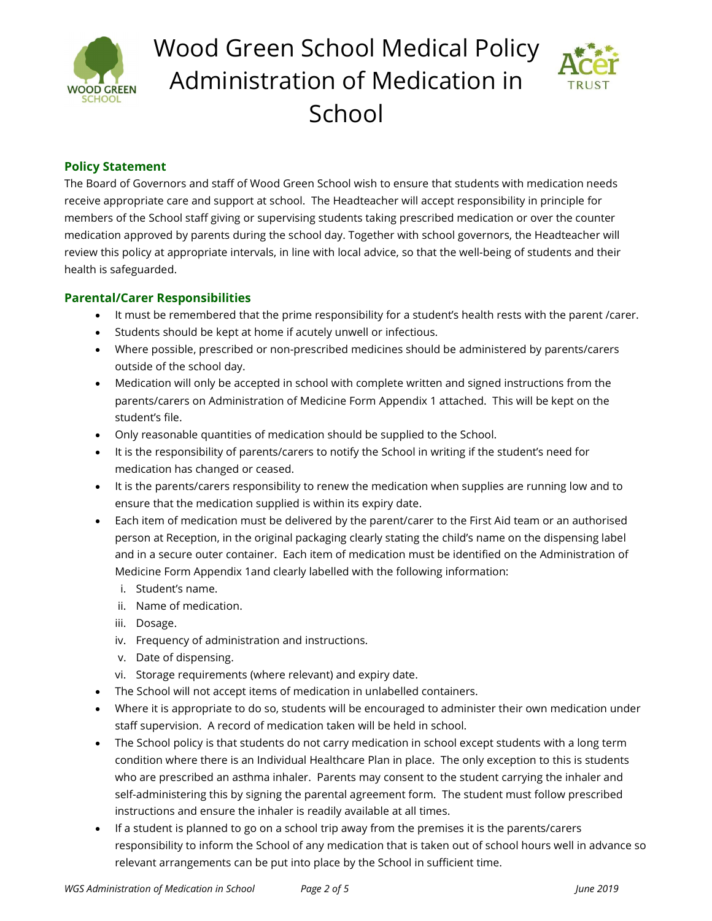# Wood Green School Medical Policy Administration of Medication in School

## Policy Statement

The Board of Governors and staff of Wood Green School wish to ensure that students with medication needs receive appropriate care and support at school. The Headteacher will accept responsibility in principle for members of the School staff giving or supervising students taking prescribed medication or over the counter medication approved by parents during the school day. Together with school governors, the Headteacher will review this policy at appropriate intervals, in line with local advice, so that the well-being of students and their health is safeguarded.

## Parental/Carer Responsibilities

- It must be remembered that the prime responsibility for a student's health rests with the parent /carer.
- Students should be kept at home if acutely unwell or infectious.
- Where possible, prescribed or non-prescribed medicines should be administered by parents/carers outside of the school day.
- Medication will only be accepted in school with complete written and signed instructions from the parents/carers on Administration of Medicine Form Appendix 1 attached. This will be kept on the student's file.
- Only reasonable quantities of medication should be supplied to the School.
- It is the responsibility of parents/carers to notify the School in writing if the student's need for medication has changed or ceased.
- It is the parents/carers responsibility to renew the medication when supplies are running low and to ensure that the medication supplied is within its expiry date.
- Each item of medication must be delivered by the parent/carer to the First Aid team or an authorised person at Reception, in the original packaging clearly stating the child's name on the dispensing label and in a secure outer container. Each item of medication must be identified on the Administration of Medicine Form Appendix 1and clearly labelled with the following information:
  - i. Student's name.
  - ii. Name of medication.
  - iii. Dosage.
  - iv. Frequency of administration and instructions.
  - v. Date of dispensing.
  - vi. Storage requirements (where relevant) and expiry date.
- The School will not accept items of medication in unlabelled containers.
- Where it is appropriate to do so, students will be encouraged to administer their own medication under staff supervision. A record of medication taken will be held in school.
- The School policy is that students do not carry medication in school except students with a long term condition where there is an Individual Healthcare Plan in place. The only exception to this is students who are prescribed an asthma inhaler. Parents may consent to the student carrying the inhaler and self-administering this by signing the parental agreement form. The student must follow prescribed instructions and ensure the inhaler is readily available at all times.
- If a student is planned to go on a school trip away from the premises it is the parents/carers responsibility to inform the School of any medication that is taken out of school hours well in advance so relevant arrangements can be put into place by the School in sufficient time.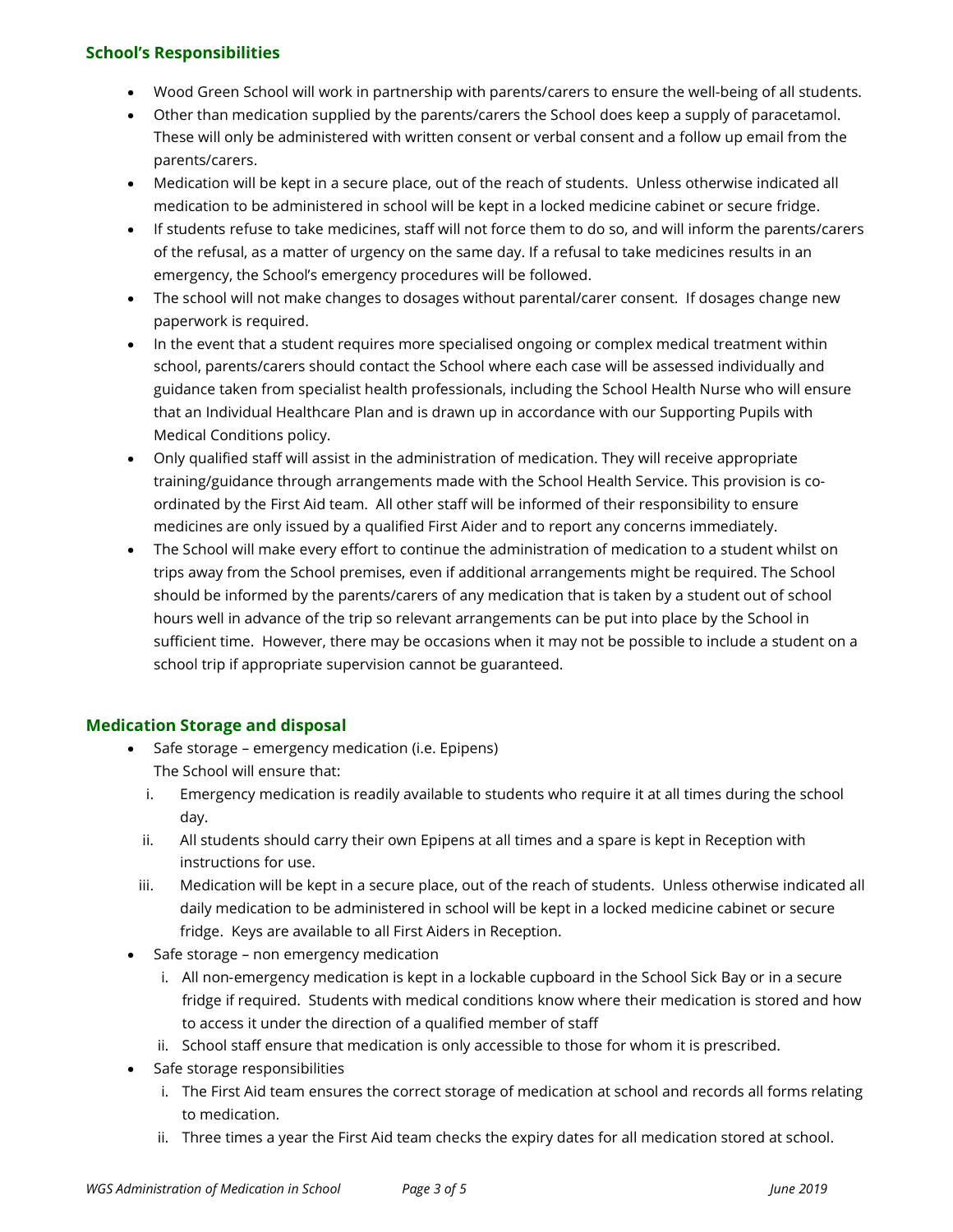## School's Responsibilities

- Wood Green School will work in partnership with parents/carers to ensure the well-being of all students.
- Other than medication supplied by the parents/carers the School does keep a supply of paracetamol. These will only be administered with written consent or verbal consent and a follow up email from the parents/carers.
- Medication will be kept in a secure place, out of the reach of students. Unless otherwise indicated all medication to be administered in school will be kept in a locked medicine cabinet or secure fridge.
- If students refuse to take medicines, staff will not force them to do so, and will inform the parents/carers of the refusal, as a matter of urgency on the same day. If a refusal to take medicines results in an emergency, the School's emergency procedures will be followed.
- The school will not make changes to dosages without parental/carer consent. If dosages change new paperwork is required.
- In the event that a student requires more specialised ongoing or complex medical treatment within school, parents/carers should contact the School where each case will be assessed individually and guidance taken from specialist health professionals, including the School Health Nurse who will ensure that an Individual Healthcare Plan and is drawn up in accordance with our Supporting Pupils with Medical Conditions policy.
- Only qualified staff will assist in the administration of medication. They will receive appropriate training/guidance through arrangements made with the School Health Service. This provision is co-ordinated by the First Aid team. All other staff will be informed of their responsibility to ensure medicines are only issued by a qualified First Aider and to report any concerns immediately.
- The School will make every effort to continue the administration of medication to a student whilst on trips away from the School premises, even if additional arrangements might be required. The School should be informed by the parents/carers of any medication that is taken by a student out of school hours well in advance of the trip so relevant arrangements can be put into place by the School in sufficient time. However, there may be occasions when it may not be possible to include a student on a school trip if appropriate supervision cannot be guaranteed.

## Medication Storage and disposal

- Safe storage – emergency medication (i.e. Epipens)
  The School will ensure that:
    i. Emergency medication is readily available to students who require it at all times during the school day.
    ii. All students should carry their own Epipens at all times and a spare is kept in Reception with instructions for use.
    iii. Medication will be kept in a secure place, out of the reach of students. Unless otherwise indicated all daily medication to be administered in school will be kept in a locked medicine cabinet or secure fridge. Keys are available to all First Aiders in Reception.
- Safe storage – non emergency medication
    i. All non-emergency medication is kept in a lockable cupboard in the School Sick Bay or in a secure fridge if required. Students with medical conditions know where their medication is stored and how to access it under the direction of a qualified member of staff
    ii. School staff ensure that medication is only accessible to those for whom it is prescribed.
- Safe storage responsibilities
    i. The First Aid team ensures the correct storage of medication at school and records all forms relating to medication.
    ii. Three times a year the First Aid team checks the expiry dates for all medication stored at school.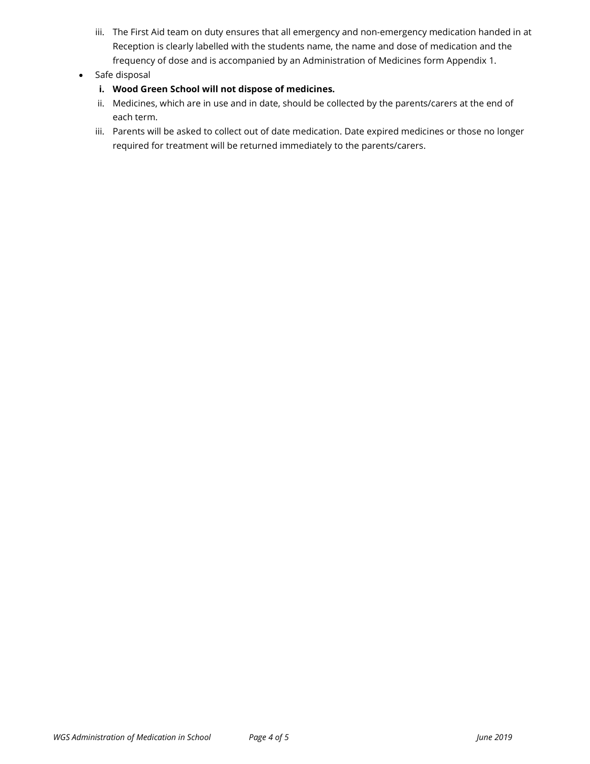iii. The First Aid team on duty ensures that all emergency and non-emergency medication handed in at Reception is clearly labelled with the students name, the name and dose of medication and the frequency of dose and is accompanied by an Administration of Medicines form Appendix 1.

- Safe disposal
    i. **Wood Green School will not dispose of medicines.**
    ii. Medicines, which are in use and in date, should be collected by the parents/carers at the end of each term.
    iii. Parents will be asked to collect out of date medication. Date expired medicines or those no longer required for treatment will be returned immediately to the parents/carers.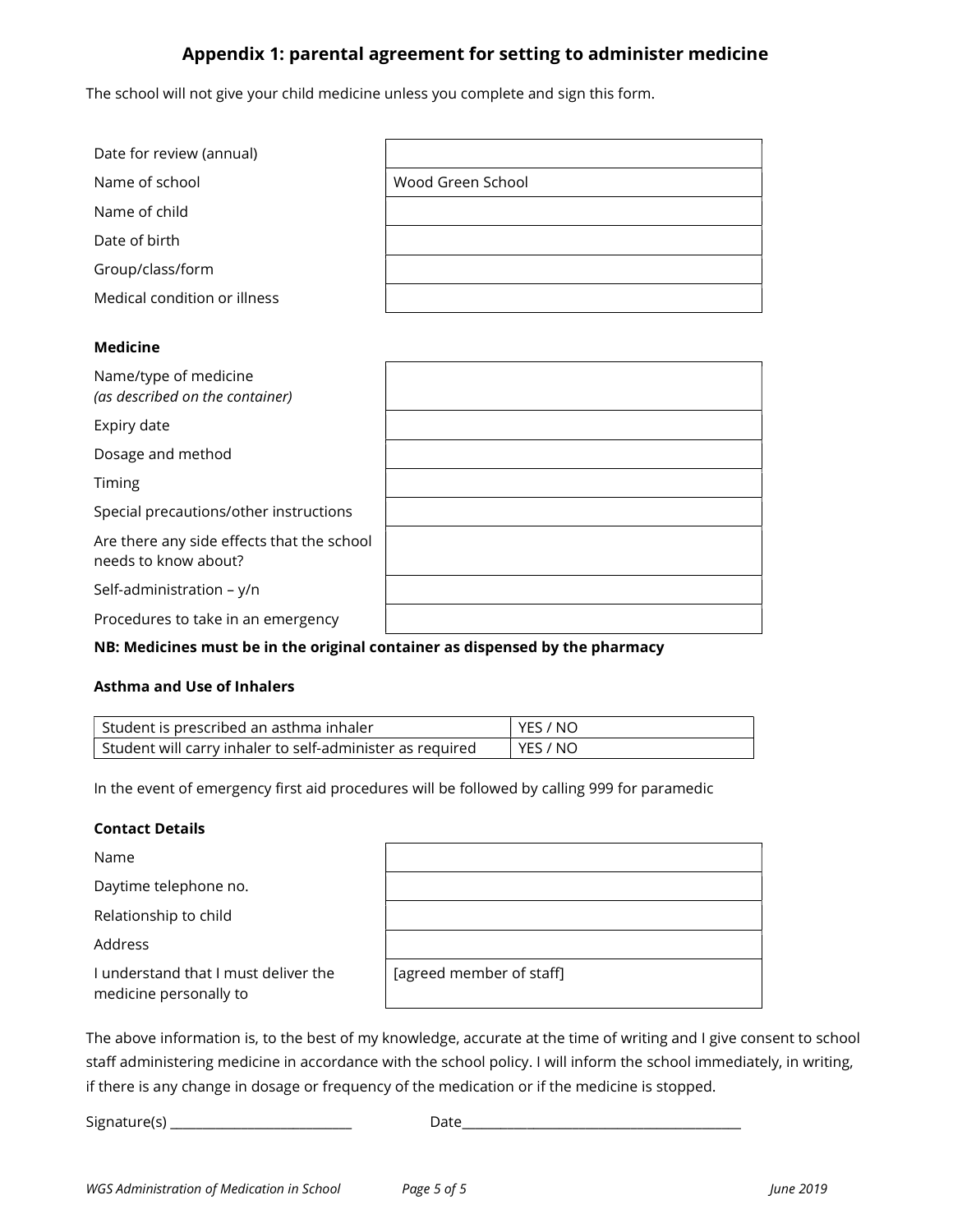## Appendix 1: parental agreement for setting to administer medicine

The school will not give your child medicine unless you complete and sign this form.

| | |
|---|---|
| Date for review (annual) | |
| Name of school | Wood Green School |
| Name of child | |
| Date of birth | |
| Group/class/form | |
| Medical condition or illness | |

**Medicine**

| | |
|---|---|
| Name/type of medicine *(as described on the container)* | |
| Expiry date | |
| Dosage and method | |
| Timing | |
| Special precautions/other instructions | |
| Are there any side effects that the school needs to know about? | |
| Self-administration – y/n | |
| Procedures to take in an emergency | |

**NB: Medicines must be in the original container as dispensed by the pharmacy**

**Asthma and Use of Inhalers**

| | |
|---|---|
| Student is prescribed an asthma inhaler | YES / NO |
| Student will carry inhaler to self-administer as required | YES / NO |

In the event of emergency first aid procedures will be followed by calling 999 for paramedic

**Contact Details**

| | |
|---|---|
| Name | |
| Daytime telephone no. | |
| Relationship to child | |
| Address | |
| I understand that I must deliver the medicine personally to | [agreed member of staff] |

The above information is, to the best of my knowledge, accurate at the time of writing and I give consent to school staff administering medicine in accordance with the school policy. I will inform the school immediately, in writing, if there is any change in dosage or frequency of the medication or if the medicine is stopped.

Signature(s) ___________________________ Date_________________________________________